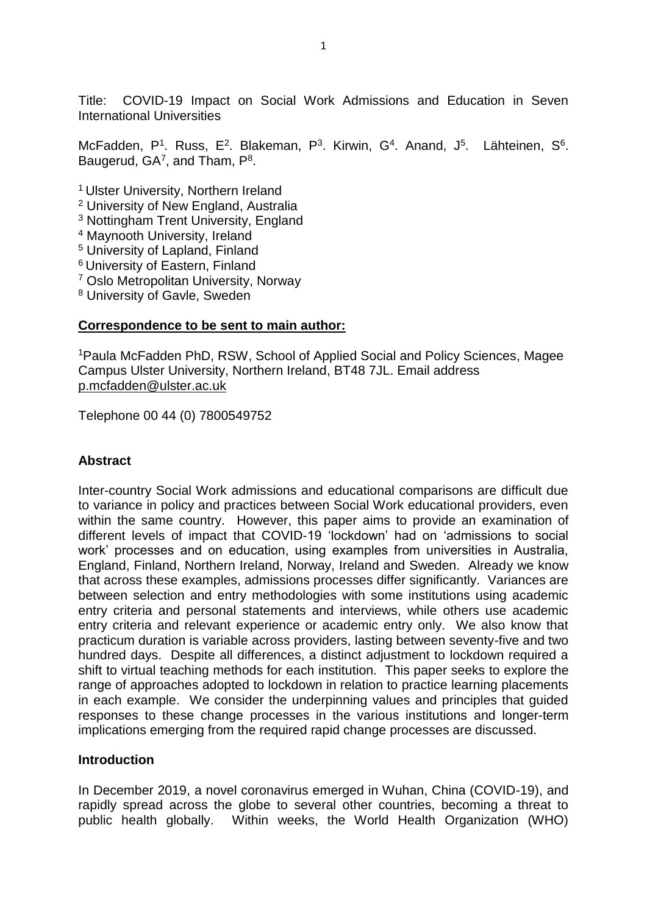Title: COVID-19 Impact on Social Work Admissions and Education in Seven International Universities

McFadden, P[1]. Russ, E[2]. Blakeman, P[3]. Kirwin, G[4]. Anand, J[5]. Lähteinen, S[6]. Baugerud, GA[7], and Tham, P[8].

[1] Ulster University, Northern Ireland
[2] University of New England, Australia
[3] Nottingham Trent University, England
[4] Maynooth University, Ireland
[5] University of Lapland, Finland
[6] University of Eastern, Finland
[7] Oslo Metropolitan University, Norway
[8] University of Gavle, Sweden

**Correspondence to be sent to main author:**

[1]Paula McFadden PhD, RSW, School of Applied Social and Policy Sciences, Magee Campus Ulster University, Northern Ireland, BT48 7JL. Email address p.mcfadden@ulster.ac.uk

Telephone 00 44 (0) 7800549752

## Abstract

Inter-country Social Work admissions and educational comparisons are difficult due to variance in policy and practices between Social Work educational providers, even within the same country. However, this paper aims to provide an examination of different levels of impact that COVID-19 'lockdown' had on 'admissions to social work' processes and on education, using examples from universities in Australia, England, Finland, Northern Ireland, Norway, Ireland and Sweden. Already we know that across these examples, admissions processes differ significantly. Variances are between selection and entry methodologies with some institutions using academic entry criteria and personal statements and interviews, while others use academic entry criteria and relevant experience or academic entry only. We also know that practicum duration is variable across providers, lasting between seventy-five and two hundred days. Despite all differences, a distinct adjustment to lockdown required a shift to virtual teaching methods for each institution. This paper seeks to explore the range of approaches adopted to lockdown in relation to practice learning placements in each example. We consider the underpinning values and principles that guided responses to these change processes in the various institutions and longer-term implications emerging from the required rapid change processes are discussed.

## Introduction

In December 2019, a novel coronavirus emerged in Wuhan, China (COVID-19), and rapidly spread across the globe to several other countries, becoming a threat to public health globally. Within weeks, the World Health Organization (WHO)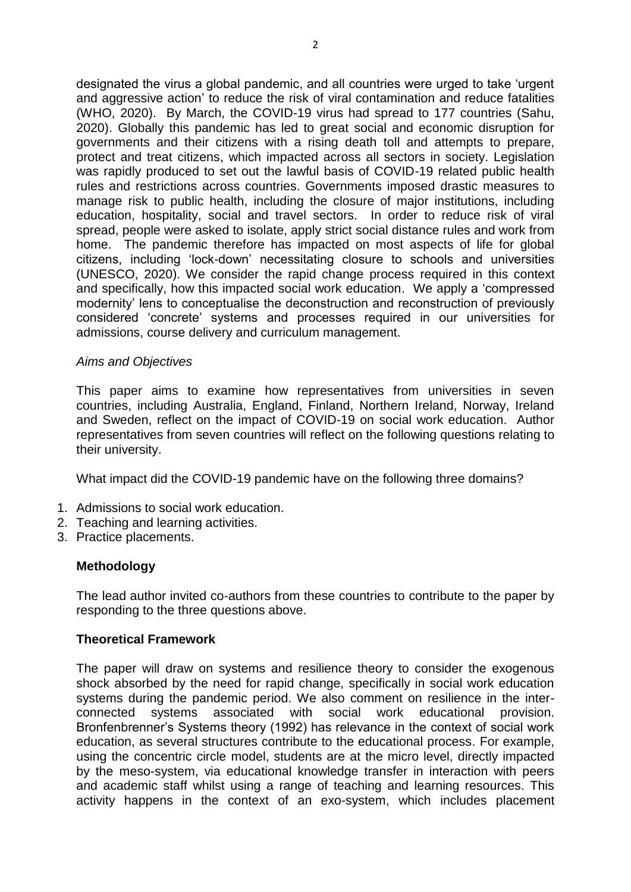designated the virus a global pandemic, and all countries were urged to take 'urgent and aggressive action' to reduce the risk of viral contamination and reduce fatalities (WHO, 2020). By March, the COVID-19 virus had spread to 177 countries (Sahu, 2020). Globally this pandemic has led to great social and economic disruption for governments and their citizens with a rising death toll and attempts to prepare, protect and treat citizens, which impacted across all sectors in society. Legislation was rapidly produced to set out the lawful basis of COVID-19 related public health rules and restrictions across countries. Governments imposed drastic measures to manage risk to public health, including the closure of major institutions, including education, hospitality, social and travel sectors. In order to reduce risk of viral spread, people were asked to isolate, apply strict social distance rules and work from home. The pandemic therefore has impacted on most aspects of life for global citizens, including 'lock-down' necessitating closure to schools and universities (UNESCO, 2020). We consider the rapid change process required in this context and specifically, how this impacted social work education. We apply a 'compressed modernity' lens to conceptualise the deconstruction and reconstruction of previously considered 'concrete' systems and processes required in our universities for admissions, course delivery and curriculum management.

*Aims and Objectives*

This paper aims to examine how representatives from universities in seven countries, including Australia, England, Finland, Northern Ireland, Norway, Ireland and Sweden, reflect on the impact of COVID-19 on social work education. Author representatives from seven countries will reflect on the following questions relating to their university.

What impact did the COVID-19 pandemic have on the following three domains?

1. Admissions to social work education.
2. Teaching and learning activities.
3. Practice placements.

## Methodology

The lead author invited co-authors from these countries to contribute to the paper by responding to the three questions above.

## Theoretical Framework

The paper will draw on systems and resilience theory to consider the exogenous shock absorbed by the need for rapid change, specifically in social work education systems during the pandemic period. We also comment on resilience in the inter-connected systems associated with social work educational provision. Bronfenbrenner's Systems theory (1992) has relevance in the context of social work education, as several structures contribute to the educational process. For example, using the concentric circle model, students are at the micro level, directly impacted by the meso-system, via educational knowledge transfer in interaction with peers and academic staff whilst using a range of teaching and learning resources. This activity happens in the context of an exo-system, which includes placement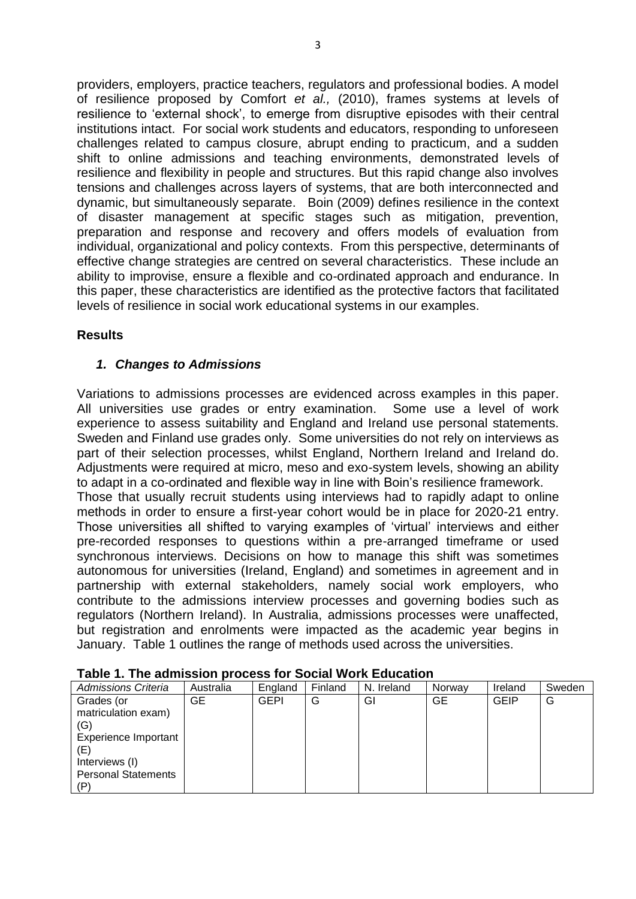providers, employers, practice teachers, regulators and professional bodies. A model of resilience proposed by Comfort *et al.,* (2010), frames systems at levels of resilience to 'external shock', to emerge from disruptive episodes with their central institutions intact. For social work students and educators, responding to unforeseen challenges related to campus closure, abrupt ending to practicum, and a sudden shift to online admissions and teaching environments, demonstrated levels of resilience and flexibility in people and structures. But this rapid change also involves tensions and challenges across layers of systems, that are both interconnected and dynamic, but simultaneously separate. Boin (2009) defines resilience in the context of disaster management at specific stages such as mitigation, prevention, preparation and response and recovery and offers models of evaluation from individual, organizational and policy contexts. From this perspective, determinants of effective change strategies are centred on several characteristics. These include an ability to improvise, ensure a flexible and co-ordinated approach and endurance. In this paper, these characteristics are identified as the protective factors that facilitated levels of resilience in social work educational systems in our examples.

## Results

### *1. Changes to Admissions*

Variations to admissions processes are evidenced across examples in this paper. All universities use grades or entry examination. Some use a level of work experience to assess suitability and England and Ireland use personal statements. Sweden and Finland use grades only. Some universities do not rely on interviews as part of their selection processes, whilst England, Northern Ireland and Ireland do. Adjustments were required at micro, meso and exo-system levels, showing an ability to adapt in a co-ordinated and flexible way in line with Boin's resilience framework.

Those that usually recruit students using interviews had to rapidly adapt to online methods in order to ensure a first-year cohort would be in place for 2020-21 entry. Those universities all shifted to varying examples of 'virtual' interviews and either pre-recorded responses to questions within a pre-arranged timeframe or used synchronous interviews. Decisions on how to manage this shift was sometimes autonomous for universities (Ireland, England) and sometimes in agreement and in partnership with external stakeholders, namely social work employers, who contribute to the admissions interview processes and governing bodies such as regulators (Northern Ireland). In Australia, admissions processes were unaffected, but registration and enrolments were impacted as the academic year begins in January. Table 1 outlines the range of methods used across the universities.

**Table 1. The admission process for Social Work Education**

| *Admissions Criteria* | Australia | England | Finland | N. Ireland | Norway | Ireland | Sweden |
|---|---|---|---|---|---|---|---|
| Grades (or matriculation exam) (G) Experience Important (E) Interviews (I) Personal Statements (P) | GE | GEPI | G | GI | GE | GEIP | G |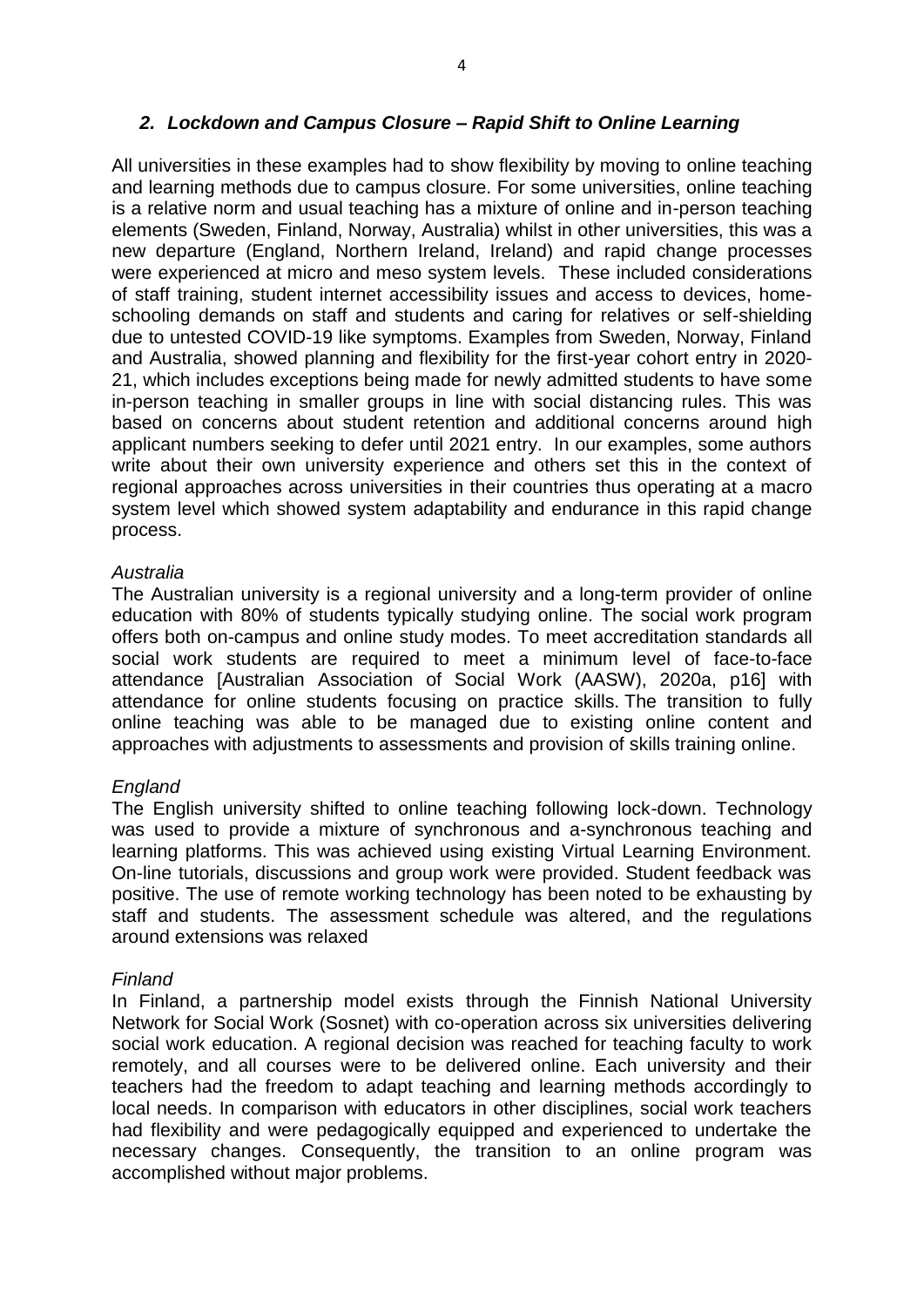## *2. Lockdown and Campus Closure – Rapid Shift to Online Learning*

All universities in these examples had to show flexibility by moving to online teaching and learning methods due to campus closure. For some universities, online teaching is a relative norm and usual teaching has a mixture of online and in-person teaching elements (Sweden, Finland, Norway, Australia) whilst in other universities, this was a new departure (England, Northern Ireland, Ireland) and rapid change processes were experienced at micro and meso system levels. These included considerations of staff training, student internet accessibility issues and access to devices, home-schooling demands on staff and students and caring for relatives or self-shielding due to untested COVID-19 like symptoms. Examples from Sweden, Norway, Finland and Australia, showed planning and flexibility for the first-year cohort entry in 2020-21, which includes exceptions being made for newly admitted students to have some in-person teaching in smaller groups in line with social distancing rules. This was based on concerns about student retention and additional concerns around high applicant numbers seeking to defer until 2021 entry. In our examples, some authors write about their own university experience and others set this in the context of regional approaches across universities in their countries thus operating at a macro system level which showed system adaptability and endurance in this rapid change process.

*Australia*

The Australian university is a regional university and a long-term provider of online education with 80% of students typically studying online. The social work program offers both on-campus and online study modes. To meet accreditation standards all social work students are required to meet a minimum level of face-to-face attendance [Australian Association of Social Work (AASW), 2020a, p16] with attendance for online students focusing on practice skills. The transition to fully online teaching was able to be managed due to existing online content and approaches with adjustments to assessments and provision of skills training online.

*England*

The English university shifted to online teaching following lock-down. Technology was used to provide a mixture of synchronous and a-synchronous teaching and learning platforms. This was achieved using existing Virtual Learning Environment. On-line tutorials, discussions and group work were provided. Student feedback was positive. The use of remote working technology has been noted to be exhausting by staff and students. The assessment schedule was altered, and the regulations around extensions was relaxed

*Finland*

In Finland, a partnership model exists through the Finnish National University Network for Social Work (Sosnet) with co-operation across six universities delivering social work education. A regional decision was reached for teaching faculty to work remotely, and all courses were to be delivered online. Each university and their teachers had the freedom to adapt teaching and learning methods accordingly to local needs. In comparison with educators in other disciplines, social work teachers had flexibility and were pedagogically equipped and experienced to undertake the necessary changes. Consequently, the transition to an online program was accomplished without major problems.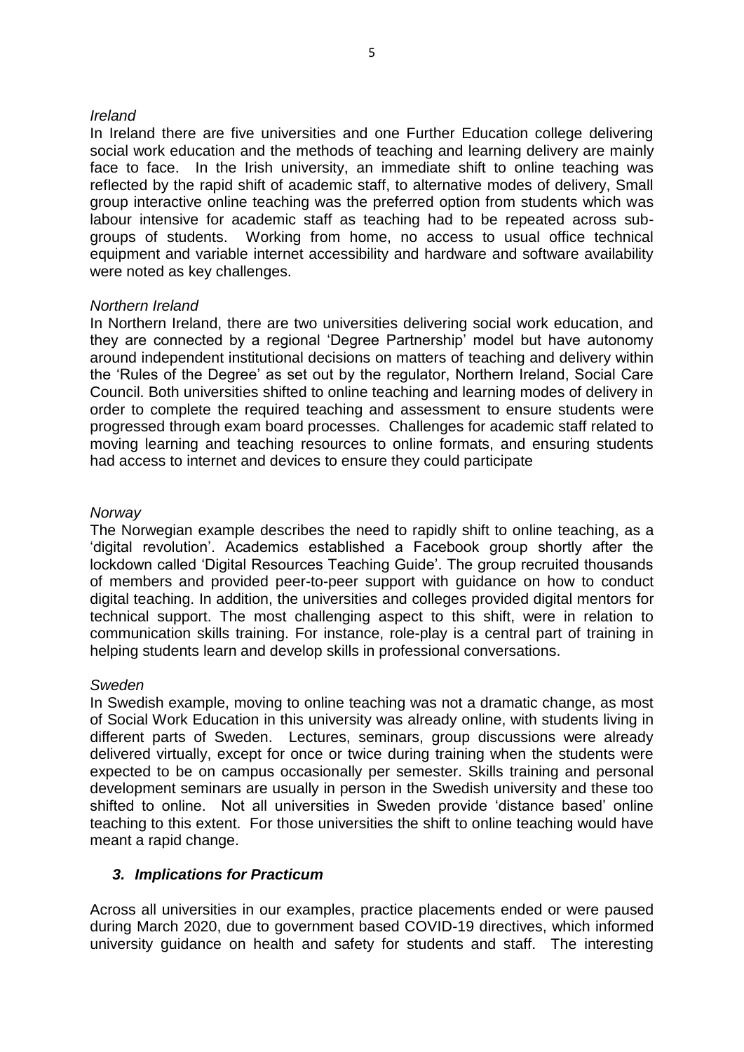*Ireland*

In Ireland there are five universities and one Further Education college delivering social work education and the methods of teaching and learning delivery are mainly face to face. In the Irish university, an immediate shift to online teaching was reflected by the rapid shift of academic staff, to alternative modes of delivery, Small group interactive online teaching was the preferred option from students which was labour intensive for academic staff as teaching had to be repeated across sub-groups of students. Working from home, no access to usual office technical equipment and variable internet accessibility and hardware and software availability were noted as key challenges.

*Northern Ireland*

In Northern Ireland, there are two universities delivering social work education, and they are connected by a regional 'Degree Partnership' model but have autonomy around independent institutional decisions on matters of teaching and delivery within the 'Rules of the Degree' as set out by the regulator, Northern Ireland, Social Care Council. Both universities shifted to online teaching and learning modes of delivery in order to complete the required teaching and assessment to ensure students were progressed through exam board processes. Challenges for academic staff related to moving learning and teaching resources to online formats, and ensuring students had access to internet and devices to ensure they could participate

*Norway*

The Norwegian example describes the need to rapidly shift to online teaching, as a 'digital revolution'. Academics established a Facebook group shortly after the lockdown called 'Digital Resources Teaching Guide'. The group recruited thousands of members and provided peer-to-peer support with guidance on how to conduct digital teaching. In addition, the universities and colleges provided digital mentors for technical support. The most challenging aspect to this shift, were in relation to communication skills training. For instance, role-play is a central part of training in helping students learn and develop skills in professional conversations.

*Sweden*

In Swedish example, moving to online teaching was not a dramatic change, as most of Social Work Education in this university was already online, with students living in different parts of Sweden. Lectures, seminars, group discussions were already delivered virtually, except for once or twice during training when the students were expected to be on campus occasionally per semester. Skills training and personal development seminars are usually in person in the Swedish university and these too shifted to online. Not all universities in Sweden provide 'distance based' online teaching to this extent. For those universities the shift to online teaching would have meant a rapid change.

### *3. Implications for Practicum*

Across all universities in our examples, practice placements ended or were paused during March 2020, due to government based COVID-19 directives, which informed university guidance on health and safety for students and staff. The interesting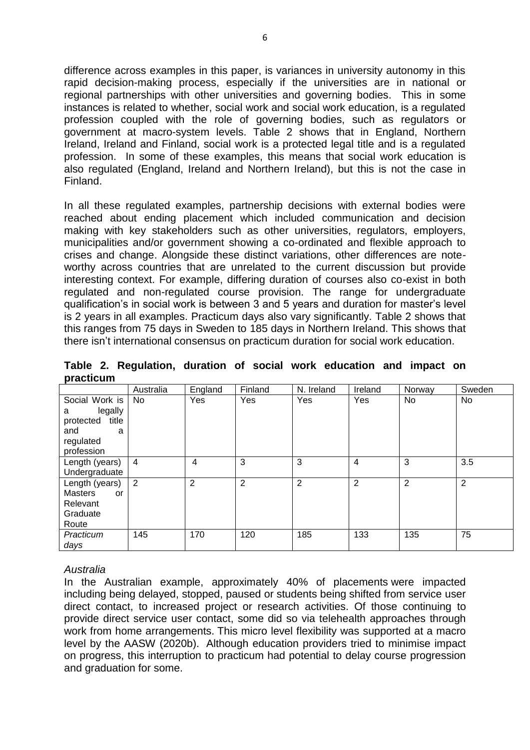difference across examples in this paper, is variances in university autonomy in this rapid decision-making process, especially if the universities are in national or regional partnerships with other universities and governing bodies. This in some instances is related to whether, social work and social work education, is a regulated profession coupled with the role of governing bodies, such as regulators or government at macro-system levels. Table 2 shows that in England, Northern Ireland, Ireland and Finland, social work is a protected legal title and is a regulated profession. In some of these examples, this means that social work education is also regulated (England, Ireland and Northern Ireland), but this is not the case in Finland.

In all these regulated examples, partnership decisions with external bodies were reached about ending placement which included communication and decision making with key stakeholders such as other universities, regulators, employers, municipalities and/or government showing a co-ordinated and flexible approach to crises and change. Alongside these distinct variations, other differences are note-worthy across countries that are unrelated to the current discussion but provide interesting context. For example, differing duration of courses also co-exist in both regulated and non-regulated course provision. The range for undergraduate qualification's in social work is between 3 and 5 years and duration for master's level is 2 years in all examples. Practicum days also vary significantly. Table 2 shows that this ranges from 75 days in Sweden to 185 days in Northern Ireland. This shows that there isn't international consensus on practicum duration for social work education.

**Table 2. Regulation, duration of social work education and impact on practicum**

| | Australia | England | Finland | N. Ireland | Ireland | Norway | Sweden |
|---|---|---|---|---|---|---|---|
| Social Work is a legally protected title and a regulated profession | No | Yes | Yes | Yes | Yes | No | No |
| Length (years) Undergraduate | 4 | 4 | 3 | 3 | 4 | 3 | 3.5 |
| Length (years) Masters or Relevant Graduate Route | 2 | 2 | 2 | 2 | 2 | 2 | 2 |
| *Practicum days* | 145 | 170 | 120 | 185 | 133 | 135 | 75 |

*Australia*

In the Australian example, approximately 40% of placements were impacted including being delayed, stopped, paused or students being shifted from service user direct contact, to increased project or research activities. Of those continuing to provide direct service user contact, some did so via telehealth approaches through work from home arrangements. This micro level flexibility was supported at a macro level by the AASW (2020b). Although education providers tried to minimise impact on progress, this interruption to practicum had potential to delay course progression and graduation for some.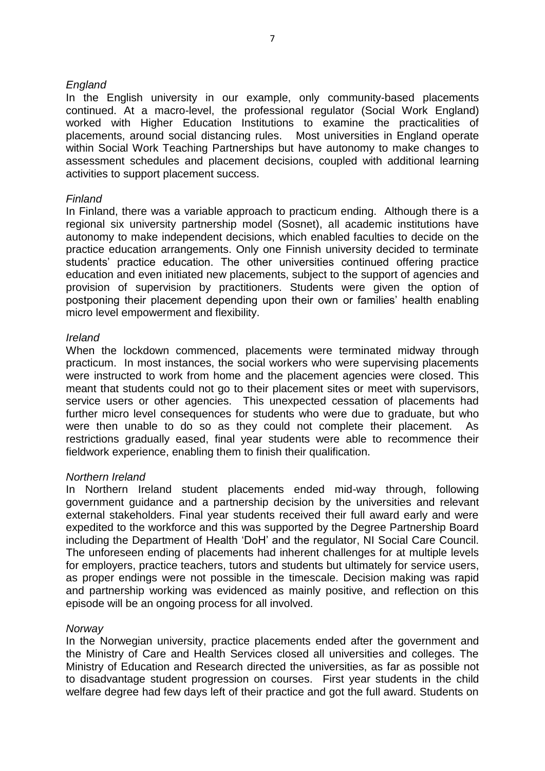*England*

In the English university in our example, only community-based placements continued. At a macro-level, the professional regulator (Social Work England) worked with Higher Education Institutions to examine the practicalities of placements, around social distancing rules. Most universities in England operate within Social Work Teaching Partnerships but have autonomy to make changes to assessment schedules and placement decisions, coupled with additional learning activities to support placement success.

*Finland*

In Finland, there was a variable approach to practicum ending. Although there is a regional six university partnership model (Sosnet), all academic institutions have autonomy to make independent decisions, which enabled faculties to decide on the practice education arrangements. Only one Finnish university decided to terminate students' practice education. The other universities continued offering practice education and even initiated new placements, subject to the support of agencies and provision of supervision by practitioners. Students were given the option of postponing their placement depending upon their own or families' health enabling micro level empowerment and flexibility.

*Ireland*

When the lockdown commenced, placements were terminated midway through practicum. In most instances, the social workers who were supervising placements were instructed to work from home and the placement agencies were closed. This meant that students could not go to their placement sites or meet with supervisors, service users or other agencies. This unexpected cessation of placements had further micro level consequences for students who were due to graduate, but who were then unable to do so as they could not complete their placement. As restrictions gradually eased, final year students were able to recommence their fieldwork experience, enabling them to finish their qualification.

*Northern Ireland*

In Northern Ireland student placements ended mid-way through, following government guidance and a partnership decision by the universities and relevant external stakeholders. Final year students received their full award early and were expedited to the workforce and this was supported by the Degree Partnership Board including the Department of Health 'DoH' and the regulator, NI Social Care Council. The unforeseen ending of placements had inherent challenges for at multiple levels for employers, practice teachers, tutors and students but ultimately for service users, as proper endings were not possible in the timescale. Decision making was rapid and partnership working was evidenced as mainly positive, and reflection on this episode will be an ongoing process for all involved.

*Norway*

In the Norwegian university, practice placements ended after the government and the Ministry of Care and Health Services closed all universities and colleges. The Ministry of Education and Research directed the universities, as far as possible not to disadvantage student progression on courses. First year students in the child welfare degree had few days left of their practice and got the full award. Students on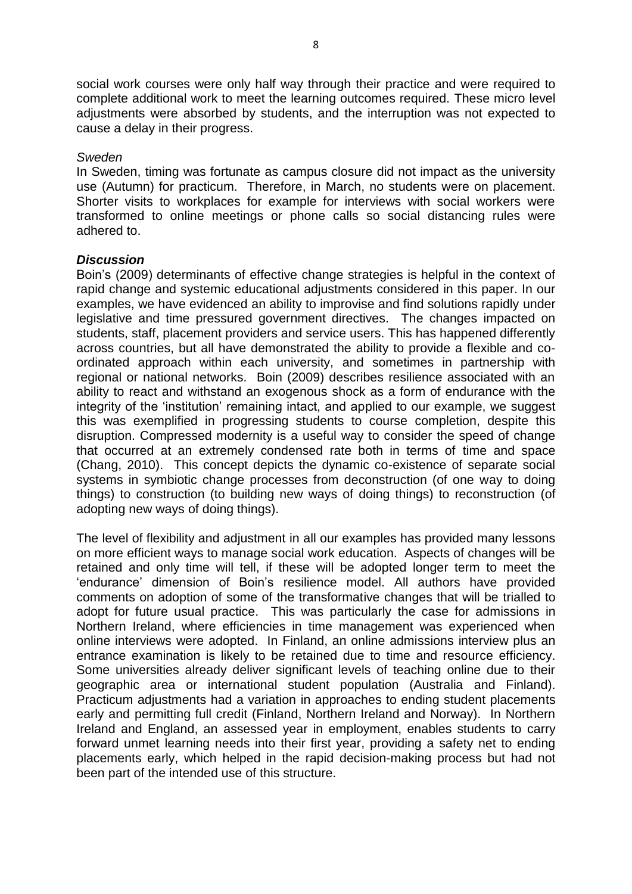social work courses were only half way through their practice and were required to complete additional work to meet the learning outcomes required. These micro level adjustments were absorbed by students, and the interruption was not expected to cause a delay in their progress.

*Sweden*

In Sweden, timing was fortunate as campus closure did not impact as the university use (Autumn) for practicum. Therefore, in March, no students were on placement. Shorter visits to workplaces for example for interviews with social workers were transformed to online meetings or phone calls so social distancing rules were adhered to.

***Discussion***

Boin's (2009) determinants of effective change strategies is helpful in the context of rapid change and systemic educational adjustments considered in this paper. In our examples, we have evidenced an ability to improvise and find solutions rapidly under legislative and time pressured government directives. The changes impacted on students, staff, placement providers and service users. This has happened differently across countries, but all have demonstrated the ability to provide a flexible and co-ordinated approach within each university, and sometimes in partnership with regional or national networks. Boin (2009) describes resilience associated with an ability to react and withstand an exogenous shock as a form of endurance with the integrity of the 'institution' remaining intact, and applied to our example, we suggest this was exemplified in progressing students to course completion, despite this disruption. Compressed modernity is a useful way to consider the speed of change that occurred at an extremely condensed rate both in terms of time and space (Chang, 2010). This concept depicts the dynamic co-existence of separate social systems in symbiotic change processes from deconstruction (of one way to doing things) to construction (to building new ways of doing things) to reconstruction (of adopting new ways of doing things).

The level of flexibility and adjustment in all our examples has provided many lessons on more efficient ways to manage social work education. Aspects of changes will be retained and only time will tell, if these will be adopted longer term to meet the 'endurance' dimension of Boin's resilience model. All authors have provided comments on adoption of some of the transformative changes that will be trialled to adopt for future usual practice. This was particularly the case for admissions in Northern Ireland, where efficiencies in time management was experienced when online interviews were adopted. In Finland, an online admissions interview plus an entrance examination is likely to be retained due to time and resource efficiency. Some universities already deliver significant levels of teaching online due to their geographic area or international student population (Australia and Finland). Practicum adjustments had a variation in approaches to ending student placements early and permitting full credit (Finland, Northern Ireland and Norway). In Northern Ireland and England, an assessed year in employment, enables students to carry forward unmet learning needs into their first year, providing a safety net to ending placements early, which helped in the rapid decision-making process but had not been part of the intended use of this structure.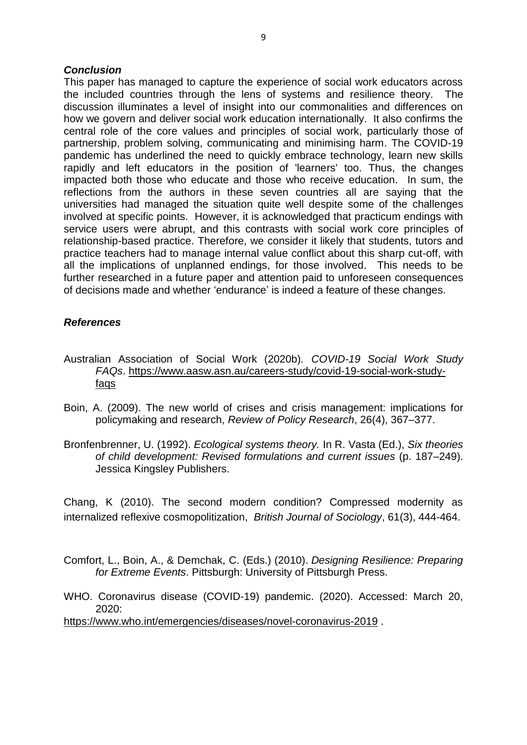### *Conclusion*

This paper has managed to capture the experience of social work educators across the included countries through the lens of systems and resilience theory. The discussion illuminates a level of insight into our commonalities and differences on how we govern and deliver social work education internationally. It also confirms the central role of the core values and principles of social work, particularly those of partnership, problem solving, communicating and minimising harm. The COVID-19 pandemic has underlined the need to quickly embrace technology, learn new skills rapidly and left educators in the position of 'learners' too. Thus, the changes impacted both those who educate and those who receive education. In sum, the reflections from the authors in these seven countries all are saying that the universities had managed the situation quite well despite some of the challenges involved at specific points. However, it is acknowledged that practicum endings with service users were abrupt, and this contrasts with social work core principles of relationship-based practice. Therefore, we consider it likely that students, tutors and practice teachers had to manage internal value conflict about this sharp cut-off, with all the implications of unplanned endings, for those involved. This needs to be further researched in a future paper and attention paid to unforeseen consequences of decisions made and whether 'endurance' is indeed a feature of these changes.

### *References*

Australian Association of Social Work (2020b). *COVID-19 Social Work Study FAQs*. https://www.aasw.asn.au/careers-study/covid-19-social-work-study-faqs

Boin, A. (2009). The new world of crises and crisis management: implications for policymaking and research, *Review of Policy Research*, 26(4), 367–377.

Bronfenbrenner, U. (1992). *Ecological systems theory.* In R. Vasta (Ed.), *Six theories of child development: Revised formulations and current issues* (p. 187–249). Jessica Kingsley Publishers.

Chang, K (2010). The second modern condition? Compressed modernity as internalized reflexive cosmopolitization, *British Journal of Sociology*, 61(3), 444-464.

Comfort, L., Boin, A., & Demchak, C. (Eds.) (2010). *Designing Resilience: Preparing for Extreme Events*. Pittsburgh: University of Pittsburgh Press.

WHO. Coronavirus disease (COVID-19) pandemic. (2020). Accessed: March 20, 2020:
https://www.who.int/emergencies/diseases/novel-coronavirus-2019 .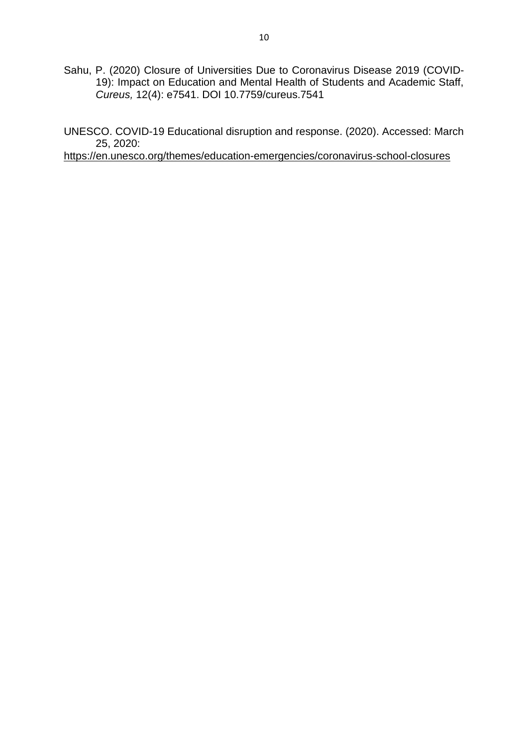Sahu, P. (2020) Closure of Universities Due to Coronavirus Disease 2019 (COVID-19): Impact on Education and Mental Health of Students and Academic Staff, *Cureus,* 12(4): e7541. DOI 10.7759/cureus.7541

UNESCO. COVID-19 Educational disruption and response. (2020). Accessed: March 25, 2020:
https://en.unesco.org/themes/education-emergencies/coronavirus-school-closures